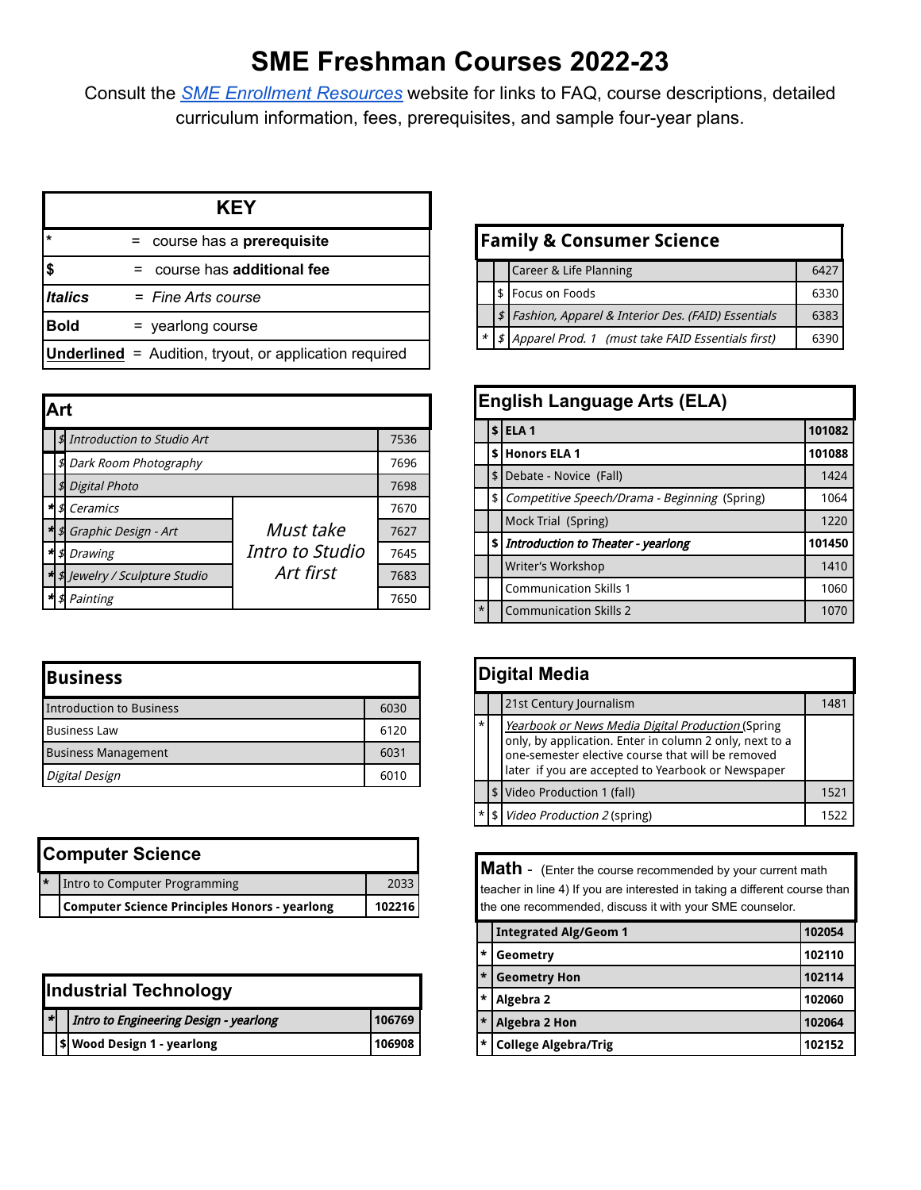# SME Freshman Courses 2022-23

Consult the *SME Enrollment Resources* website for links to FAQ, course descriptions, detailed curriculum information, fees, prerequisites, and sample four-year plans.

| KEY | |
|---|---|
| * | = course has a **prerequisite** |
| $ | = course has **additional fee** |
| *Italics* | = *Fine Arts course* |
| **Bold** | = yearlong course |
| <u>Underlined</u> | = Audition, tryout, or application required |

## Art

| | | Course | | Code |
|---|---|---|---|---|
| | $ | *Introduction to Studio Art* | | 7536 |
| | $ | *Dark Room Photography* | | 7696 |
| | $ | *Digital Photo* | | 7698 |
| * | $ | *Ceramics* | *Must take Intro to Studio Art first* | 7670 |
| * | $ | *Graphic Design - Art* | | 7627 |
| * | $ | *Drawing* | | 7645 |
| * | $ | *Jewelry / Sculpture Studio* | | 7683 |
| * | $ | *Painting* | | 7650 |

## Business

| Course | Code |
|---|---|
| Introduction to Business | 6030 |
| Business Law | 6120 |
| Business Management | 6031 |
| *Digital Design* | 6010 |

## Computer Science

| | Course | Code |
|---|---|---|
| * | Intro to Computer Programming | 2033 |
| | **Computer Science Principles Honors - yearlong** | **102216** |

## Industrial Technology

| | | Course | Code |
|---|---|---|---|
| * | | ***Intro to Engineering Design - yearlong*** | **106769** |
| | $ | **Wood Design 1 - yearlong** | **106908** |

## Family & Consumer Science

| | | Course | Code |
|---|---|---|---|
| | | Career & Life Planning | 6427 |
| | $ | Focus on Foods | 6330 |
| | $ | *Fashion, Apparel & Interior Des. (FAID) Essentials* | 6383 |
| * | $ | *Apparel Prod. 1 (must take FAID Essentials first)* | 6390 |

## English Language Arts (ELA)

| | | Course | Code |
|---|---|---|---|
| | $ | **ELA 1** | **101082** |
| | $ | **Honors ELA 1** | **101088** |
| | $ | Debate - Novice (Fall) | 1424 |
| | $ | *Competitive Speech/Drama - Beginning* (Spring) | 1064 |
| | | Mock Trial (Spring) | 1220 |
| | $ | ***Introduction to Theater - yearlong*** | **101450** |
| | | Writer's Workshop | 1410 |
| | | Communication Skills 1 | 1060 |
| * | | Communication Skills 2 | 1070 |

## Digital Media

| | | Course | Code |
|---|---|---|---|
| | | 21st Century Journalism | 1481 |
| * | | <u>*Yearbook or News Media Digital Production*</u> (Spring only, by application. Enter in column 2 only, next to a one-semester elective course that will be removed later if you are accepted to Yearbook or Newspaper | |
| | $ | Video Production 1 (fall) | 1521 |
| * | $ | *Video Production 2* (spring) | 1522 |

## Math

- (Enter the course recommended by your current math teacher in line 4) If you are interested in taking a different course than the one recommended, discuss it with your SME counselor.

| | Course | Code |
|---|---|---|
| | **Integrated Alg/Geom 1** | **102054** |
| * | **Geometry** | **102110** |
| * | **Geometry Hon** | **102114** |
| * | **Algebra 2** | **102060** |
| * | **Algebra 2 Hon** | **102064** |
| * | **College Algebra/Trig** | **102152** |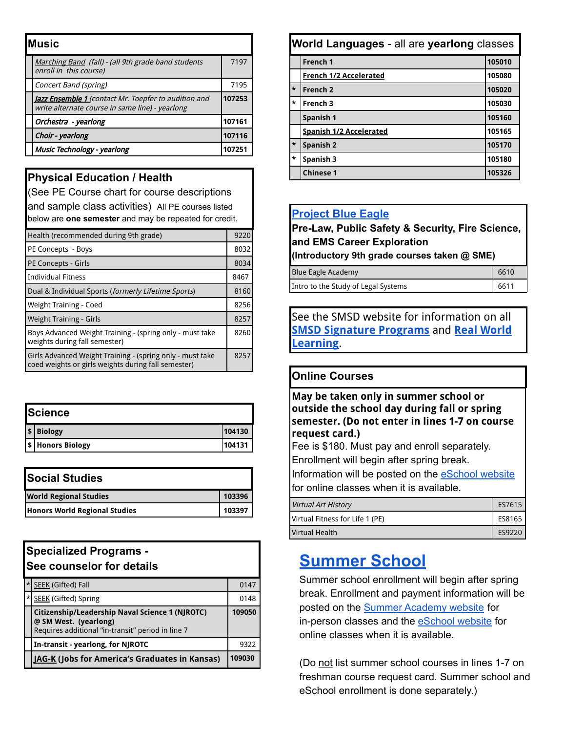## Music

| | |
|---|---|
| *Marching Band (fall) - (all 9th grade band students enroll in this course)* | 7197 |
| *Concert Band (spring)* | 7195 |
| ***Jazz Ensemble 1** (contact Mr. Toepfer to audition and write alternate course in same line) - yearlong* | **107253** |
| ***Orchestra - yearlong*** | **107161** |
| ***Choir - yearlong*** | **107116** |
| ***Music Technology - yearlong*** | **107251** |

## Physical Education / Health

(See PE Course chart for course descriptions and sample class activities) All PE courses listed below are **one semester** and may be repeated for credit.

| | |
|---|---|
| Health (recommended during 9th grade) | 9220 |
| PE Concepts - Boys | 8032 |
| PE Concepts - Girls | 8034 |
| Individual Fitness | 8467 |
| Dual & Individual Sports (*formerly Lifetime Sports*) | 8160 |
| Weight Training - Coed | 8256 |
| Weight Training - Girls | 8257 |
| Boys Advanced Weight Training - (spring only - must take weights during fall semester) | 8260 |
| Girls Advanced Weight Training - (spring only - must take coed weights or girls weights during fall semester) | 8257 |

## Science

| | | |
|---|---|---|
| $ | **Biology** | **104130** |
| $ | **Honors Biology** | **104131** |

## Social Studies

| | |
|---|---|
| **World Regional Studies** | **103396** |
| **Honors World Regional Studies** | **103397** |

## Specialized Programs - See counselor for details

| | | |
|---|---|---|
| * | SEEK (Gifted) Fall | 0147 |
| * | SEEK (Gifted) Spring | 0148 |
| | **Citizenship/Leadership Naval Science 1 (NJROTC) @ SM West. (yearlong)** Requires additional "in-transit" period in line 7 | **109050** |
| | **In-transit - yearlong, for NJROTC** | 9322 |
| | **JAG-K (Jobs for America's Graduates in Kansas)** | **109030** |

## World Languages - all are yearlong classes

| | | |
|---|---|---|
| | **French 1** | **105010** |
| | **French 1/2 Accelerated** | **105080** |
| * | **French 2** | **105020** |
| * | **French 3** | **105030** |
| | **Spanish 1** | **105160** |
| | **Spanish 1/2 Accelerated** | **105165** |
| * | **Spanish 2** | **105170** |
| * | **Spanish 3** | **105180** |
| | **Chinese 1** | **105326** |

## Project Blue Eagle

**Pre-Law, Public Safety & Security, Fire Science, and EMS Career Exploration**

**(Introductory 9th grade courses taken @ SME)**

| | |
|---|---|
| Blue Eagle Academy | 6610 |
| Intro to the Study of Legal Systems | 6611 |

See the SMSD website for information on all **SMSD Signature Programs** and **Real World Learning**.

## Online Courses

**May be taken only in summer school or outside the school day during fall or spring semester. (Do not enter in lines 1-7 on course request card.)**

Fee is $180. Must pay and enroll separately. Enrollment will begin after spring break. Information will be posted on the eSchool website for online classes when it is available.

| | |
|---|---|
| *Virtual Art History* | ES7615 |
| Virtual Fitness for Life 1 (PE) | ES8165 |
| Virtual Health | ES9220 |

## Summer School

Summer school enrollment will begin after spring break. Enrollment and payment information will be posted on the Summer Academy website for in-person classes and the eSchool website for online classes when it is available.

(Do not list summer school courses in lines 1-7 on freshman course request card. Summer school and eSchool enrollment is done separately.)